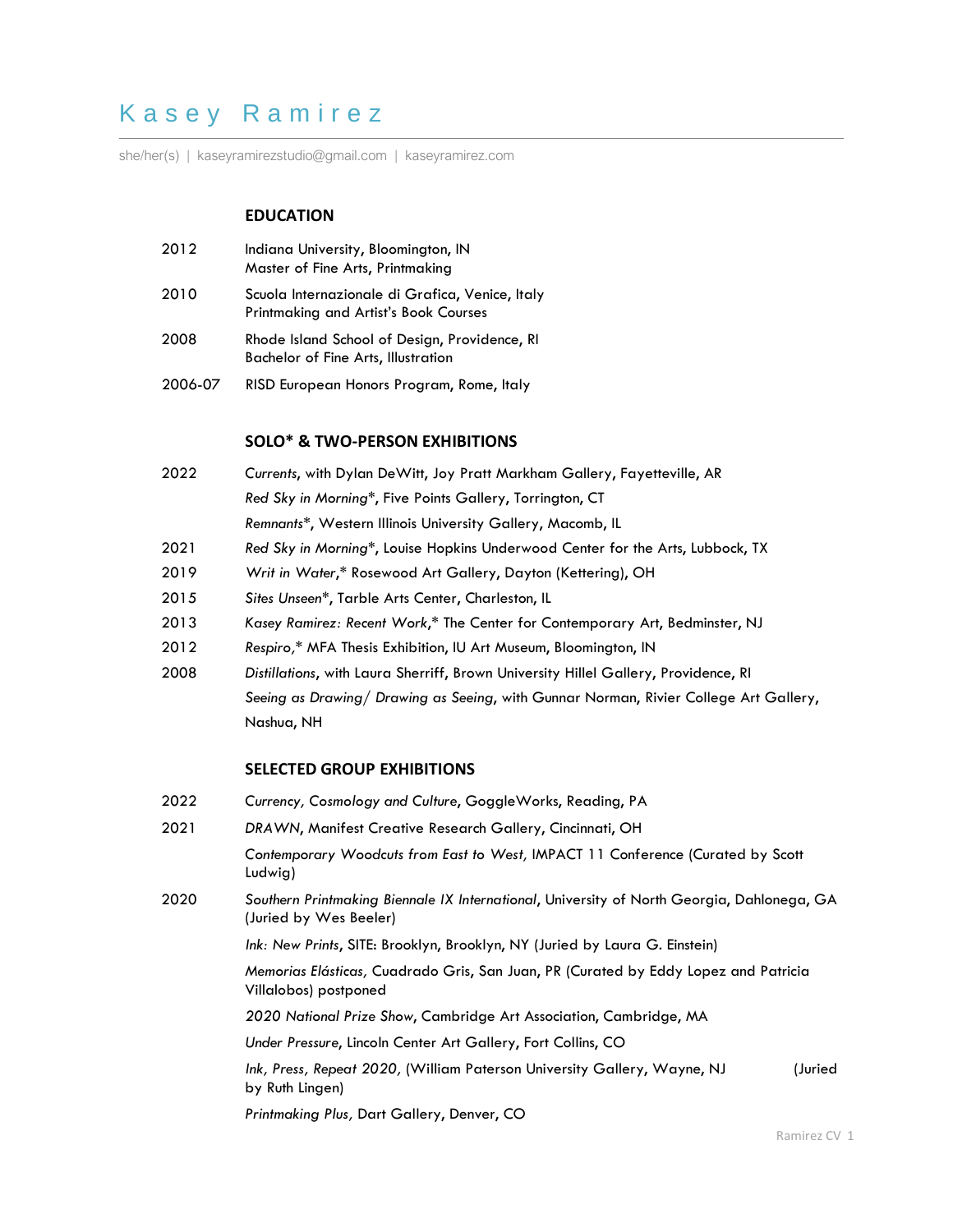# Kasey Ramirez

she/her(s) | kaseyramirezstudio@gmail.com | kaseyramirez.com

## EDUCATION

2012 Indiana University, Bloomington, IN
Master of Fine Arts, Printmaking

2010 Scuola Internazionale di Grafica, Venice, Italy
Printmaking and Artist's Book Courses

2008 Rhode Island School of Design, Providence, RI
Bachelor of Fine Arts, Illustration

2006-07 RISD European Honors Program, Rome, Italy

## SOLO* & TWO-PERSON EXHIBITIONS

2022 *Currents*, with Dylan DeWitt, Joy Pratt Markham Gallery, Fayetteville, AR

*Red Sky in Morning**, Five Points Gallery, Torrington, CT

*Remnants**, Western Illinois University Gallery, Macomb, IL

2021 *Red Sky in Morning**, Louise Hopkins Underwood Center for the Arts, Lubbock, TX

2019 *Writ in Water*,* Rosewood Art Gallery, Dayton (Kettering), OH

2015 *Sites Unseen**, Tarble Arts Center, Charleston, IL

2013 *Kasey Ramirez: Recent Work*,* The Center for Contemporary Art, Bedminster, NJ

2012 *Respiro*,* MFA Thesis Exhibition, IU Art Museum, Bloomington, IN

2008 *Distillations*, with Laura Sherriff, Brown University Hillel Gallery, Providence, RI

*Seeing as Drawing/ Drawing as Seeing*, with Gunnar Norman, Rivier College Art Gallery, Nashua, NH

## SELECTED GROUP EXHIBITIONS

2022 *Currency, Cosmology and Culture*, GoggleWorks, Reading, PA

2021 *DRAWN*, Manifest Creative Research Gallery, Cincinnati, OH

*Contemporary Woodcuts from East to West*, IMPACT 11 Conference (Curated by Scott Ludwig)

2020 *Southern Printmaking Biennale IX International*, University of North Georgia, Dahlonega, GA (Juried by Wes Beeler)

*Ink: New Prints*, SITE: Brooklyn, Brooklyn, NY (Juried by Laura G. Einstein)

*Memorias Elásticas*, Cuadrado Gris, San Juan, PR (Curated by Eddy Lopez and Patricia Villalobos) postponed

*2020 National Prize Show*, Cambridge Art Association, Cambridge, MA

*Under Pressure*, Lincoln Center Art Gallery, Fort Collins, CO

*Ink, Press, Repeat 2020*, (William Paterson University Gallery, Wayne, NJ (Juried by Ruth Lingen)

*Printmaking Plus*, Dart Gallery, Denver, CO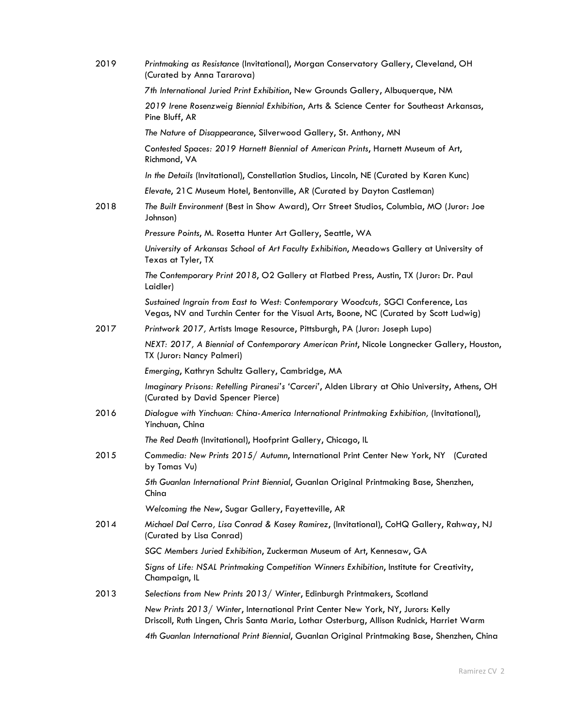2019 *Printmaking as Resistance* (Invitational), Morgan Conservatory Gallery, Cleveland, OH (Curated by Anna Tararova)

*7th International Juried Print Exhibition*, New Grounds Gallery, Albuquerque, NM

*2019 Irene Rosenzweig Biennial Exhibition*, Arts & Science Center for Southeast Arkansas, Pine Bluff, AR

*The Nature of Disappearance*, Silverwood Gallery, St. Anthony, MN

*Contested Spaces: 2019 Harnett Biennial of American Prints*, Harnett Museum of Art, Richmond, VA

*In the Details* (Invitational), Constellation Studios, Lincoln, NE (Curated by Karen Kunc)

*Elevate*, 21C Museum Hotel, Bentonville, AR (Curated by Dayton Castleman)

2018 *The Built Environment* (Best in Show Award), Orr Street Studios, Columbia, MO (Juror: Joe Johnson)

*Pressure Points*, M. Rosetta Hunter Art Gallery, Seattle, WA

*University of Arkansas School of Art Faculty Exhibition*, Meadows Gallery at University of Texas at Tyler, TX

*The Contemporary Print 2018*, O2 Gallery at Flatbed Press, Austin, TX (Juror: Dr. Paul Laidler)

*Sustained Ingrain from East to West: Contemporary Woodcuts,* SGCI Conference, Las Vegas, NV and Turchin Center for the Visual Arts, Boone, NC (Curated by Scott Ludwig)

2017 *Printwork 2017,* Artists Image Resource, Pittsburgh, PA (Juror: Joseph Lupo)

*NEXT: 2017, A Biennial of Contemporary American Print*, Nicole Longnecker Gallery, Houston, TX (Juror: Nancy Palmeri)

*Emerging*, Kathryn Schultz Gallery, Cambridge, MA

*Imaginary Prisons: Retelling Piranesi's 'Carceri'*, Alden Library at Ohio University, Athens, OH (Curated by David Spencer Pierce)

2016 *Dialogue with Yinchuan: China-America International Printmaking Exhibition,* (Invitational), Yinchuan, China

*The Red Death* (Invitational), Hoofprint Gallery, Chicago, IL

2015 *Commedia: New Prints 2015/ Autumn*, International Print Center New York, NY (Curated by Tomas Vu)

*5th Guanlan International Print Biennial*, Guanlan Original Printmaking Base, Shenzhen, China

*Welcoming the New*, Sugar Gallery, Fayetteville, AR

2014 *Michael Dal Cerro, Lisa Conrad & Kasey Ramirez*, (Invitational), CoHQ Gallery, Rahway, NJ (Curated by Lisa Conrad)

*SGC Members Juried Exhibition*, Zuckerman Museum of Art, Kennesaw, GA

*Signs of Life: NSAL Printmaking Competition Winners Exhibition*, Institute for Creativity, Champaign, IL

2013 *Selections from New Prints 2013/ Winter*, Edinburgh Printmakers, Scotland

*New Prints 2013/ Winter*, International Print Center New York, NY, Jurors: Kelly Driscoll, Ruth Lingen, Chris Santa Maria, Lothar Osterburg, Allison Rudnick, Harriet Warm

*4th Guanlan International Print Biennial*, Guanlan Original Printmaking Base, Shenzhen, China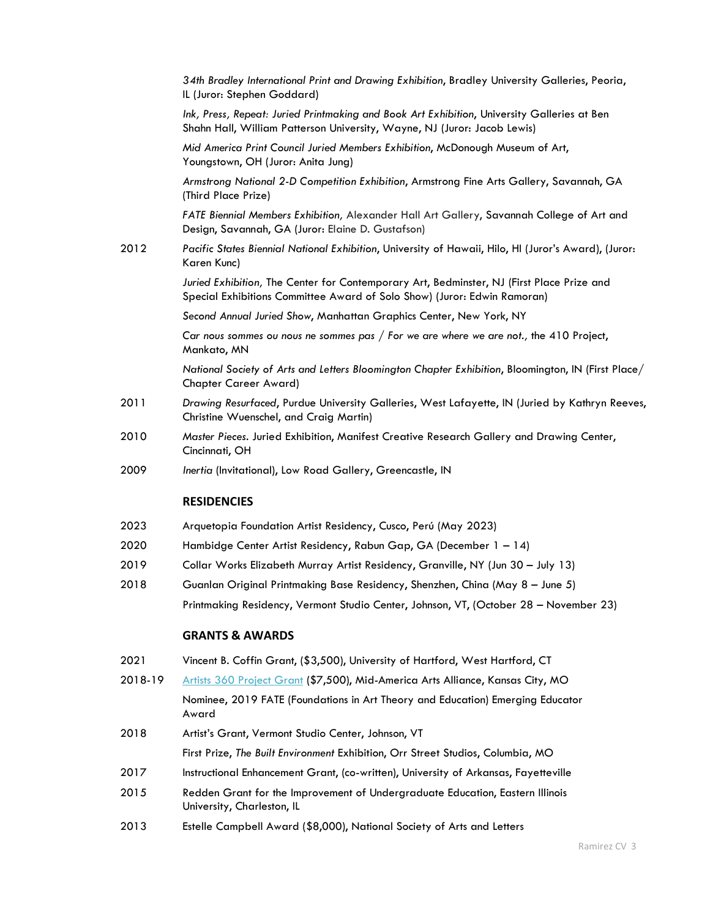*34th Bradley International Print and Drawing Exhibition*, Bradley University Galleries, Peoria, IL (Juror: Stephen Goddard)

*Ink, Press, Repeat: Juried Printmaking and Book Art Exhibition*, University Galleries at Ben Shahn Hall, William Patterson University, Wayne, NJ (Juror: Jacob Lewis)

*Mid America Print Council Juried Members Exhibition*, McDonough Museum of Art, Youngstown, OH (Juror: Anita Jung)

*Armstrong National 2-D Competition Exhibition*, Armstrong Fine Arts Gallery, Savannah, GA (Third Place Prize)

*FATE Biennial Members Exhibition,* Alexander Hall Art Gallery, Savannah College of Art and Design, Savannah, GA (Juror: Elaine D. Gustafson)

2012 *Pacific States Biennial National Exhibition*, University of Hawaii, Hilo, HI (Juror's Award), (Juror: Karen Kunc)

*Juried Exhibition,* The Center for Contemporary Art, Bedminster, NJ (First Place Prize and Special Exhibitions Committee Award of Solo Show) (Juror: Edwin Ramoran)

*Second Annual Juried Show*, Manhattan Graphics Center, New York, NY

*Car nous sommes ou nous ne sommes pas / For we are where we are not.,* the 410 Project, Mankato, MN

*National Society of Arts and Letters Bloomington Chapter Exhibition*, Bloomington, IN (First Place/ Chapter Career Award)

2011 *Drawing Resurfaced*, Purdue University Galleries, West Lafayette, IN (Juried by Kathryn Reeves, Christine Wuenschel, and Craig Martin)

2010 *Master Pieces.* Juried Exhibition, Manifest Creative Research Gallery and Drawing Center, Cincinnati, OH

2009 *Inertia* (Invitational), Low Road Gallery, Greencastle, IN

## RESIDENCIES

2023 Arquetopia Foundation Artist Residency, Cusco, Perú (May 2023)

2020 Hambidge Center Artist Residency, Rabun Gap, GA (December 1 – 14)

2019 Collar Works Elizabeth Murray Artist Residency, Granville, NY (Jun 30 – July 13)

2018 Guanlan Original Printmaking Base Residency, Shenzhen, China (May 8 – June 5)

Printmaking Residency, Vermont Studio Center, Johnson, VT, (October 28 – November 23)

## GRANTS & AWARDS

2021 Vincent B. Coffin Grant, ($3,500), University of Hartford, West Hartford, CT

2018-19 Artists 360 Project Grant ($7,500), Mid-America Arts Alliance, Kansas City, MO

Nominee, 2019 FATE (Foundations in Art Theory and Education) Emerging Educator Award

2018 Artist's Grant, Vermont Studio Center, Johnson, VT

First Prize, *The Built Environment* Exhibition, Orr Street Studios, Columbia, MO

2017 Instructional Enhancement Grant, (co-written), University of Arkansas, Fayetteville

2015 Redden Grant for the Improvement of Undergraduate Education, Eastern Illinois University, Charleston, IL

2013 Estelle Campbell Award ($8,000), National Society of Arts and Letters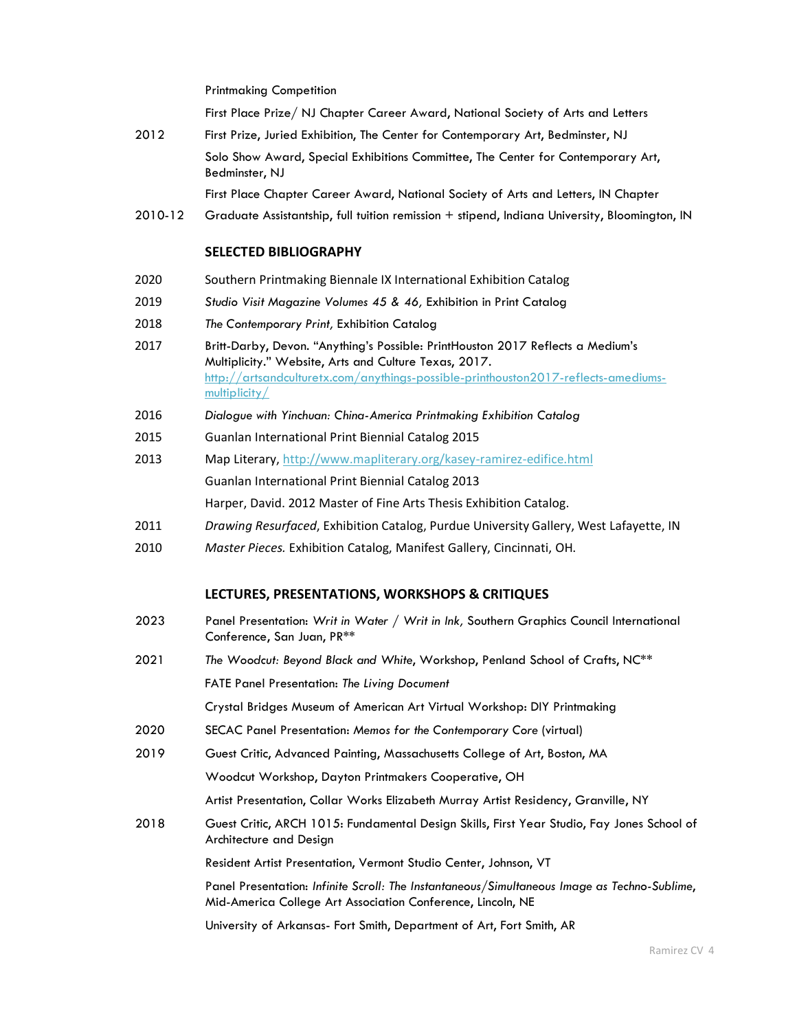Printmaking Competition

First Place Prize/ NJ Chapter Career Award, National Society of Arts and Letters

2012 First Prize, Juried Exhibition, The Center for Contemporary Art, Bedminster, NJ

Solo Show Award, Special Exhibitions Committee, The Center for Contemporary Art, Bedminster, NJ

First Place Chapter Career Award, National Society of Arts and Letters, IN Chapter

2010-12 Graduate Assistantship, full tuition remission + stipend, Indiana University, Bloomington, IN

## SELECTED BIBLIOGRAPHY

2020 Southern Printmaking Biennale IX International Exhibition Catalog

2019 *Studio Visit Magazine Volumes 45 & 46,* Exhibition in Print Catalog

2018 *The Contemporary Print,* Exhibition Catalog

2017 Britt-Darby, Devon. "Anything's Possible: PrintHouston 2017 Reflects a Medium's Multiplicity." Website, Arts and Culture Texas, 2017. http://artsandculturetx.com/anythings-possible-printhouston2017-reflects-amediums-multiplicity/

2016 *Dialogue with Yinchuan: China-America Printmaking Exhibition Catalog*

2015 Guanlan International Print Biennial Catalog 2015

2013 Map Literary, http://www.mapliterary.org/kasey-ramirez-edifice.html

Guanlan International Print Biennial Catalog 2013

Harper, David. 2012 Master of Fine Arts Thesis Exhibition Catalog.

2011 *Drawing Resurfaced*, Exhibition Catalog, Purdue University Gallery, West Lafayette, IN

2010 *Master Pieces.* Exhibition Catalog, Manifest Gallery, Cincinnati, OH.

## LECTURES, PRESENTATIONS, WORKSHOPS & CRITIQUES

2023 Panel Presentation: *Writ in Water / Writ in Ink,* Southern Graphics Council International Conference, San Juan, PR**

2021 *The Woodcut: Beyond Black and White*, Workshop, Penland School of Crafts, NC**

FATE Panel Presentation: *The Living Document*

Crystal Bridges Museum of American Art Virtual Workshop: DIY Printmaking

2020 SECAC Panel Presentation: *Memos for the Contemporary Core* (virtual)

2019 Guest Critic, Advanced Painting, Massachusetts College of Art, Boston, MA

Woodcut Workshop, Dayton Printmakers Cooperative, OH

Artist Presentation, Collar Works Elizabeth Murray Artist Residency, Granville, NY

2018 Guest Critic, ARCH 1015: Fundamental Design Skills, First Year Studio, Fay Jones School of Architecture and Design

Resident Artist Presentation, Vermont Studio Center, Johnson, VT

Panel Presentation: *Infinite Scroll: The Instantaneous/Simultaneous Image as Techno-Sublime*, Mid-America College Art Association Conference, Lincoln, NE

University of Arkansas- Fort Smith, Department of Art, Fort Smith, AR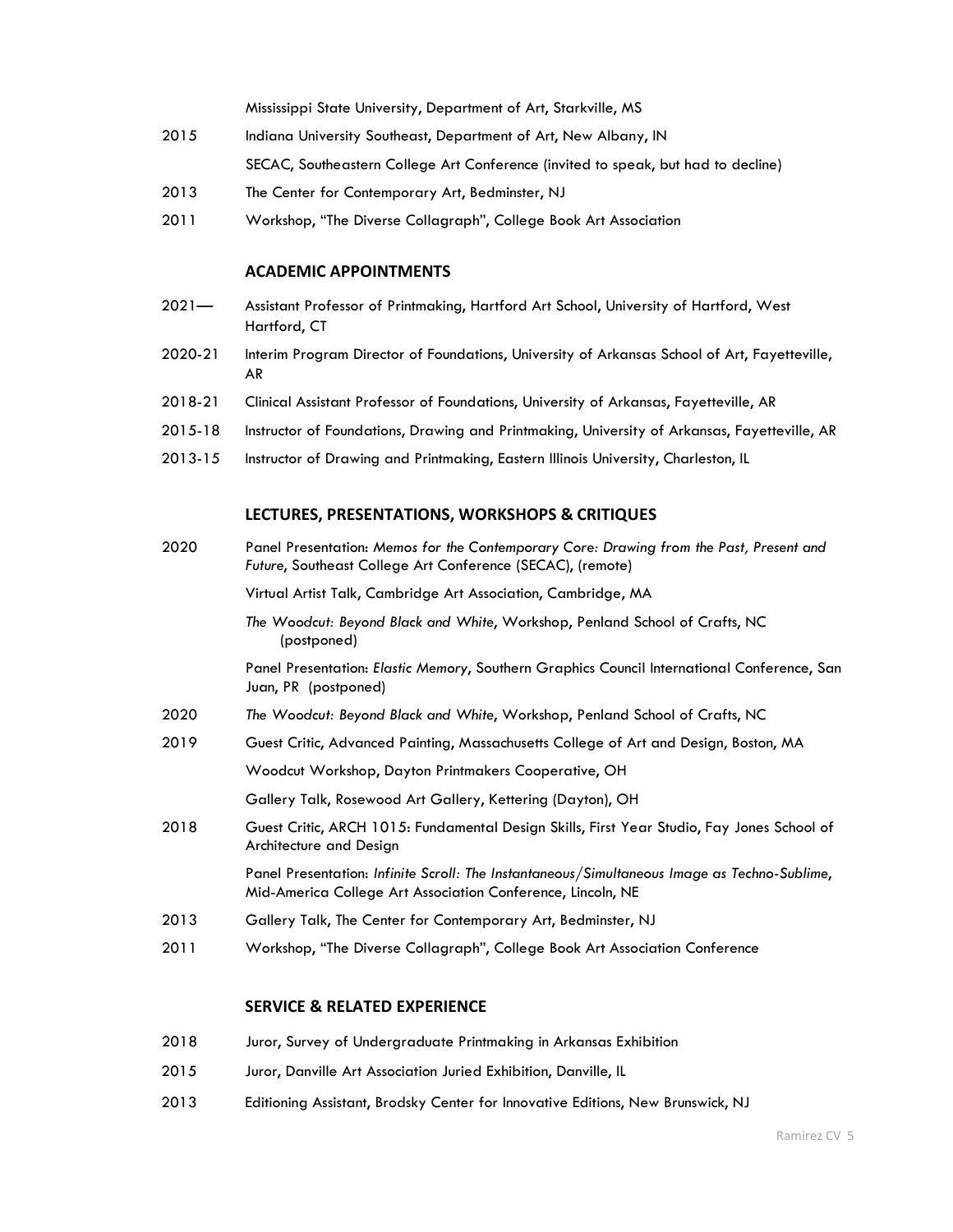Mississippi State University, Department of Art, Starkville, MS

2015 Indiana University Southeast, Department of Art, New Albany, IN

SECAC, Southeastern College Art Conference (invited to speak, but had to decline)

2013 The Center for Contemporary Art, Bedminster, NJ

2011 Workshop, "The Diverse Collagraph", College Book Art Association

## ACADEMIC APPOINTMENTS

2021— Assistant Professor of Printmaking, Hartford Art School, University of Hartford, West Hartford, CT

2020-21 Interim Program Director of Foundations, University of Arkansas School of Art, Fayetteville, AR

2018-21 Clinical Assistant Professor of Foundations, University of Arkansas, Fayetteville, AR

2015-18 Instructor of Foundations, Drawing and Printmaking, University of Arkansas, Fayetteville, AR

2013-15 Instructor of Drawing and Printmaking, Eastern Illinois University, Charleston, IL

## LECTURES, PRESENTATIONS, WORKSHOPS & CRITIQUES

2020 Panel Presentation: *Memos for the Contemporary Core: Drawing from the Past, Present and Future*, Southeast College Art Conference (SECAC), (remote)

Virtual Artist Talk, Cambridge Art Association, Cambridge, MA

*The Woodcut: Beyond Black and White*, Workshop, Penland School of Crafts, NC (postponed)

Panel Presentation: *Elastic Memory*, Southern Graphics Council International Conference, San Juan, PR (postponed)

2020 *The Woodcut: Beyond Black and White*, Workshop, Penland School of Crafts, NC

2019 Guest Critic, Advanced Painting, Massachusetts College of Art and Design, Boston, MA

Woodcut Workshop, Dayton Printmakers Cooperative, OH

Gallery Talk, Rosewood Art Gallery, Kettering (Dayton), OH

2018 Guest Critic, ARCH 1015: Fundamental Design Skills, First Year Studio, Fay Jones School of Architecture and Design

Panel Presentation: *Infinite Scroll: The Instantaneous/Simultaneous Image as Techno-Sublime*, Mid-America College Art Association Conference, Lincoln, NE

2013 Gallery Talk, The Center for Contemporary Art, Bedminster, NJ

2011 Workshop, "The Diverse Collagraph", College Book Art Association Conference

## SERVICE & RELATED EXPERIENCE

2018 Juror, Survey of Undergraduate Printmaking in Arkansas Exhibition

2015 Juror, Danville Art Association Juried Exhibition, Danville, IL

2013 Editioning Assistant, Brodsky Center for Innovative Editions, New Brunswick, NJ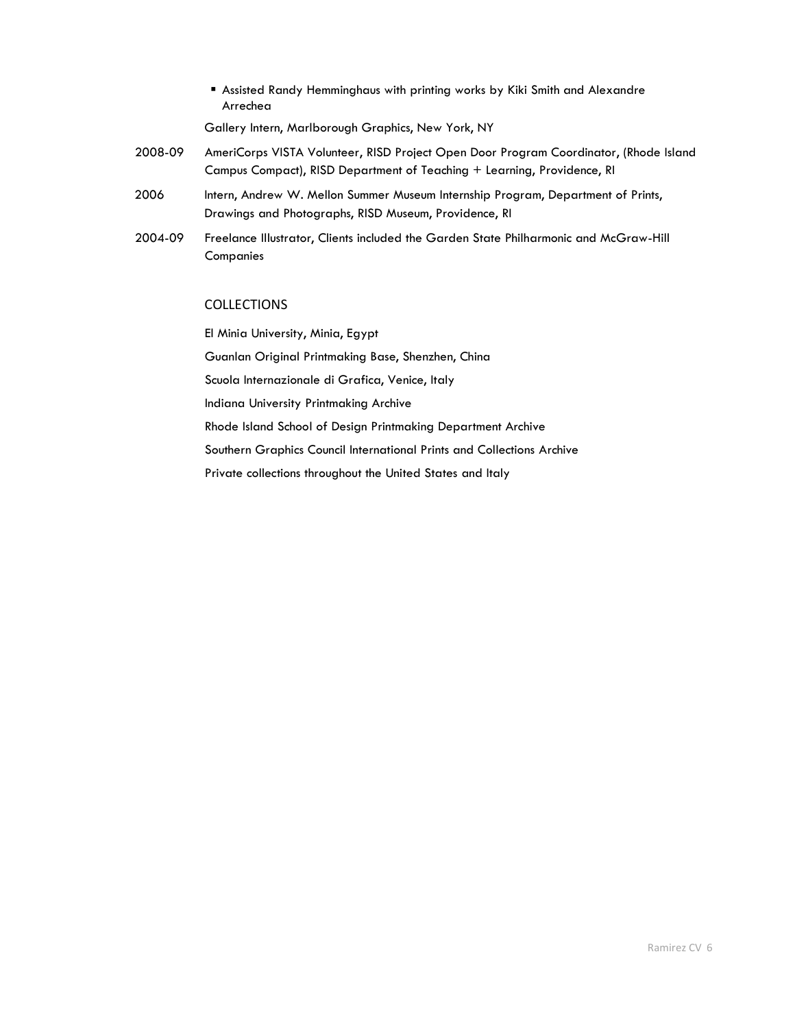- Assisted Randy Hemminghaus with printing works by Kiki Smith and Alexandre Arrechea

Gallery Intern, Marlborough Graphics, New York, NY

2008-09 AmeriCorps VISTA Volunteer, RISD Project Open Door Program Coordinator, (Rhode Island Campus Compact), RISD Department of Teaching + Learning, Providence, RI

2006 Intern, Andrew W. Mellon Summer Museum Internship Program, Department of Prints, Drawings and Photographs, RISD Museum, Providence, RI

2004-09 Freelance Illustrator, Clients included the Garden State Philharmonic and McGraw-Hill Companies

## COLLECTIONS

El Minia University, Minia, Egypt

Guanlan Original Printmaking Base, Shenzhen, China

Scuola Internazionale di Grafica, Venice, Italy

Indiana University Printmaking Archive

Rhode Island School of Design Printmaking Department Archive

Southern Graphics Council International Prints and Collections Archive

Private collections throughout the United States and Italy